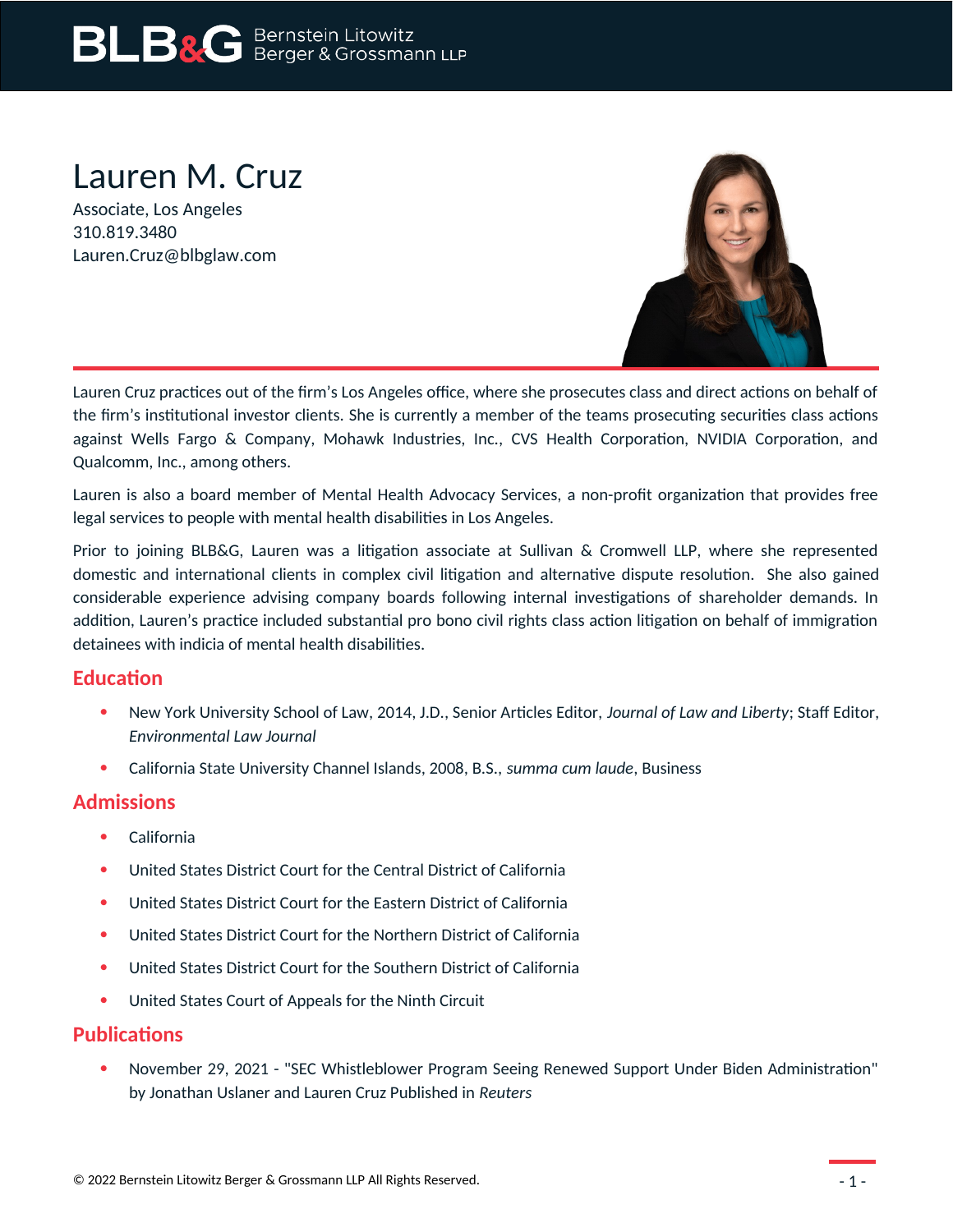# Lauren M. Cruz

Associate, Los Angeles
310.819.3480
Lauren.Cruz@blbglaw.com

Lauren Cruz practices out of the firm's Los Angeles office, where she prosecutes class and direct actions on behalf of the firm's institutional investor clients. She is currently a member of the teams prosecuting securities class actions against Wells Fargo & Company, Mohawk Industries, Inc., CVS Health Corporation, NVIDIA Corporation, and Qualcomm, Inc., among others.

Lauren is also a board member of Mental Health Advocacy Services, a non-profit organization that provides free legal services to people with mental health disabilities in Los Angeles.

Prior to joining BLB&G, Lauren was a litigation associate at Sullivan & Cromwell LLP, where she represented domestic and international clients in complex civil litigation and alternative dispute resolution. She also gained considerable experience advising company boards following internal investigations of shareholder demands. In addition, Lauren's practice included substantial pro bono civil rights class action litigation on behalf of immigration detainees with indicia of mental health disabilities.

## Education

- New York University School of Law, 2014, J.D., Senior Articles Editor, *Journal of Law and Liberty*; Staff Editor, *Environmental Law Journal*
- California State University Channel Islands, 2008, B.S., *summa cum laude*, Business

## Admissions

- California
- United States District Court for the Central District of California
- United States District Court for the Eastern District of California
- United States District Court for the Northern District of California
- United States District Court for the Southern District of California
- United States Court of Appeals for the Ninth Circuit

## Publications

- November 29, 2021 - "SEC Whistleblower Program Seeing Renewed Support Under Biden Administration" by Jonathan Uslaner and Lauren Cruz Published in *Reuters*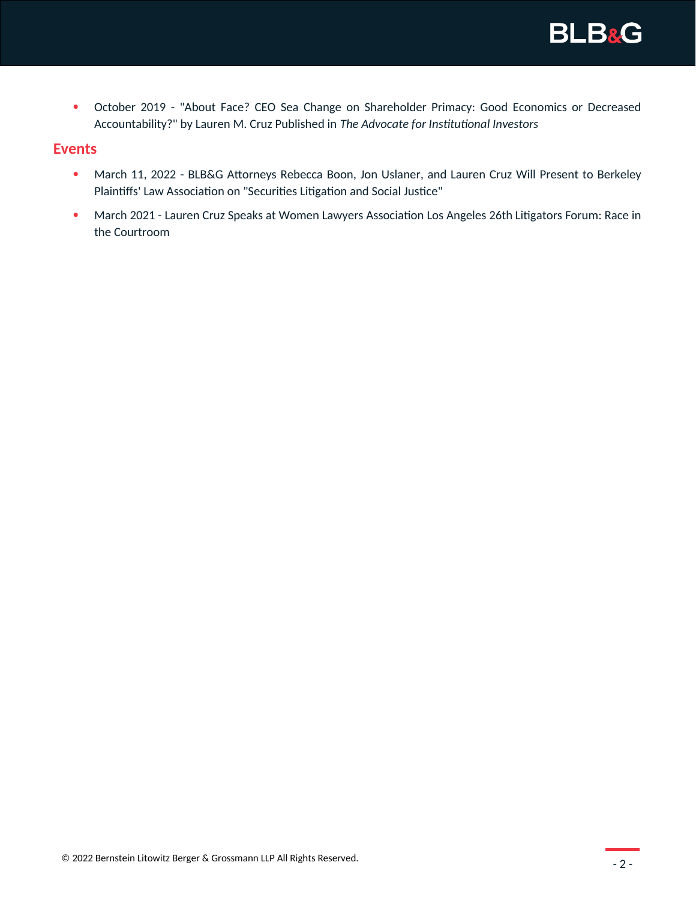- October 2019 - "About Face? CEO Sea Change on Shareholder Primacy: Good Economics or Decreased Accountability?" by Lauren M. Cruz Published in *The Advocate for Institutional Investors*

## Events

- March 11, 2022 - BLB&G Attorneys Rebecca Boon, Jon Uslaner, and Lauren Cruz Will Present to Berkeley Plaintiffs' Law Association on "Securities Litigation and Social Justice"
- March 2021 - Lauren Cruz Speaks at Women Lawyers Association Los Angeles 26th Litigators Forum: Race in the Courtroom

© 2022 Bernstein Litowitz Berger & Grossmann LLP All Rights Reserved.